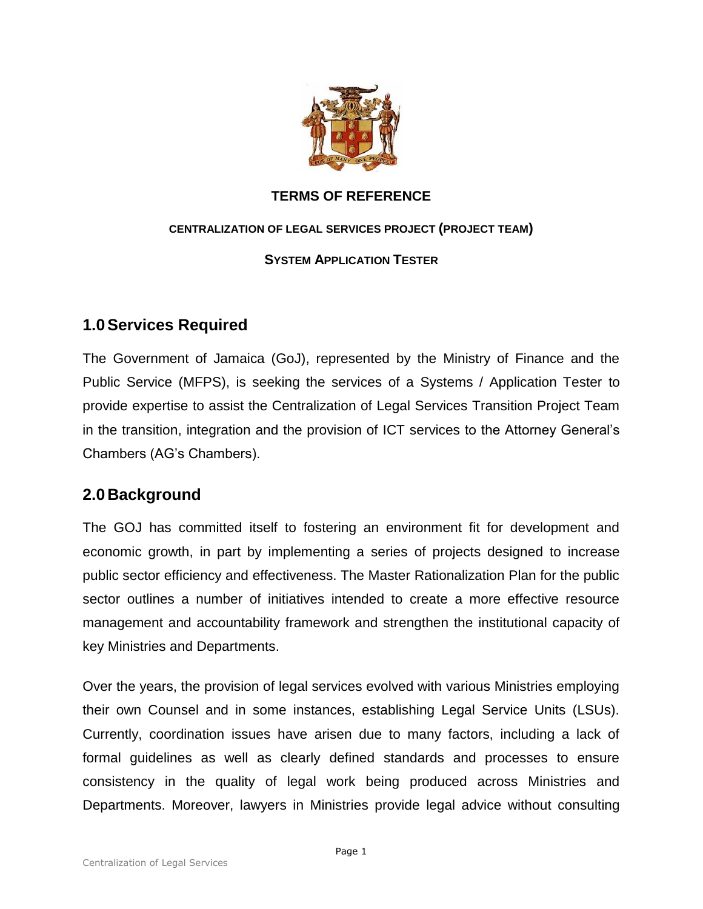# TERMS OF REFERENCE

## CENTRALIZATION OF LEGAL SERVICES PROJECT (PROJECT TEAM)

## SYSTEM APPLICATION TESTER

## 1.0 Services Required

The Government of Jamaica (GoJ), represented by the Ministry of Finance and the Public Service (MFPS), is seeking the services of a Systems / Application Tester to provide expertise to assist the Centralization of Legal Services Transition Project Team in the transition, integration and the provision of ICT services to the Attorney General's Chambers (AG's Chambers).

## 2.0 Background

The GOJ has committed itself to fostering an environment fit for development and economic growth, in part by implementing a series of projects designed to increase public sector efficiency and effectiveness. The Master Rationalization Plan for the public sector outlines a number of initiatives intended to create a more effective resource management and accountability framework and strengthen the institutional capacity of key Ministries and Departments.

Over the years, the provision of legal services evolved with various Ministries employing their own Counsel and in some instances, establishing Legal Service Units (LSUs). Currently, coordination issues have arisen due to many factors, including a lack of formal guidelines as well as clearly defined standards and processes to ensure consistency in the quality of legal work being produced across Ministries and Departments. Moreover, lawyers in Ministries provide legal advice without consulting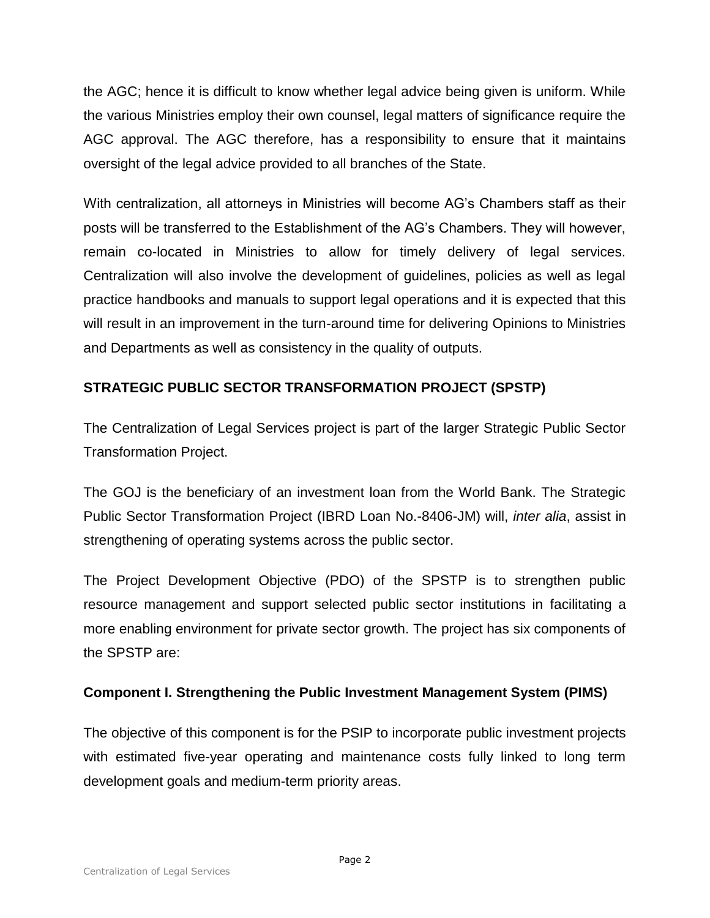the AGC; hence it is difficult to know whether legal advice being given is uniform. While the various Ministries employ their own counsel, legal matters of significance require the AGC approval. The AGC therefore, has a responsibility to ensure that it maintains oversight of the legal advice provided to all branches of the State.

With centralization, all attorneys in Ministries will become AG's Chambers staff as their posts will be transferred to the Establishment of the AG's Chambers. They will however, remain co-located in Ministries to allow for timely delivery of legal services. Centralization will also involve the development of guidelines, policies as well as legal practice handbooks and manuals to support legal operations and it is expected that this will result in an improvement in the turn-around time for delivering Opinions to Ministries and Departments as well as consistency in the quality of outputs.

## STRATEGIC PUBLIC SECTOR TRANSFORMATION PROJECT (SPSTP)

The Centralization of Legal Services project is part of the larger Strategic Public Sector Transformation Project.

The GOJ is the beneficiary of an investment loan from the World Bank. The Strategic Public Sector Transformation Project (IBRD Loan No.-8406-JM) will, *inter alia*, assist in strengthening of operating systems across the public sector.

The Project Development Objective (PDO) of the SPSTP is to strengthen public resource management and support selected public sector institutions in facilitating a more enabling environment for private sector growth. The project has six components of the SPSTP are:

### Component I. Strengthening the Public Investment Management System (PIMS)

The objective of this component is for the PSIP to incorporate public investment projects with estimated five-year operating and maintenance costs fully linked to long term development goals and medium-term priority areas.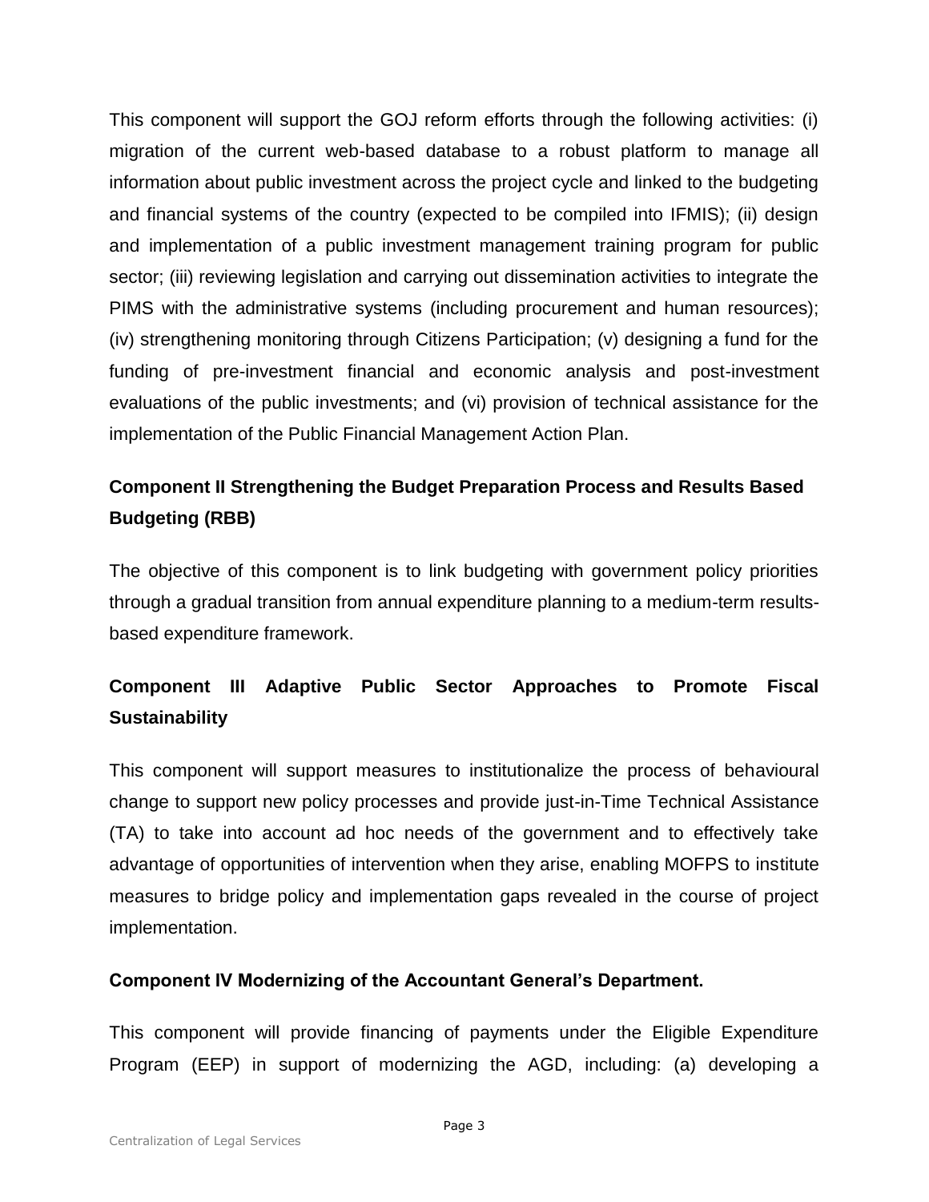This component will support the GOJ reform efforts through the following activities: (i) migration of the current web-based database to a robust platform to manage all information about public investment across the project cycle and linked to the budgeting and financial systems of the country (expected to be compiled into IFMIS); (ii) design and implementation of a public investment management training program for public sector; (iii) reviewing legislation and carrying out dissemination activities to integrate the PIMS with the administrative systems (including procurement and human resources); (iv) strengthening monitoring through Citizens Participation; (v) designing a fund for the funding of pre-investment financial and economic analysis and post-investment evaluations of the public investments; and (vi) provision of technical assistance for the implementation of the Public Financial Management Action Plan.

**Component II Strengthening the Budget Preparation Process and Results Based Budgeting (RBB)**

The objective of this component is to link budgeting with government policy priorities through a gradual transition from annual expenditure planning to a medium-term results-based expenditure framework.

**Component III Adaptive Public Sector Approaches to Promote Fiscal Sustainability**

This component will support measures to institutionalize the process of behavioural change to support new policy processes and provide just-in-Time Technical Assistance (TA) to take into account ad hoc needs of the government and to effectively take advantage of opportunities of intervention when they arise, enabling MOFPS to institute measures to bridge policy and implementation gaps revealed in the course of project implementation.

**Component IV Modernizing of the Accountant General's Department.**

This component will provide financing of payments under the Eligible Expenditure Program (EEP) in support of modernizing the AGD, including: (a) developing a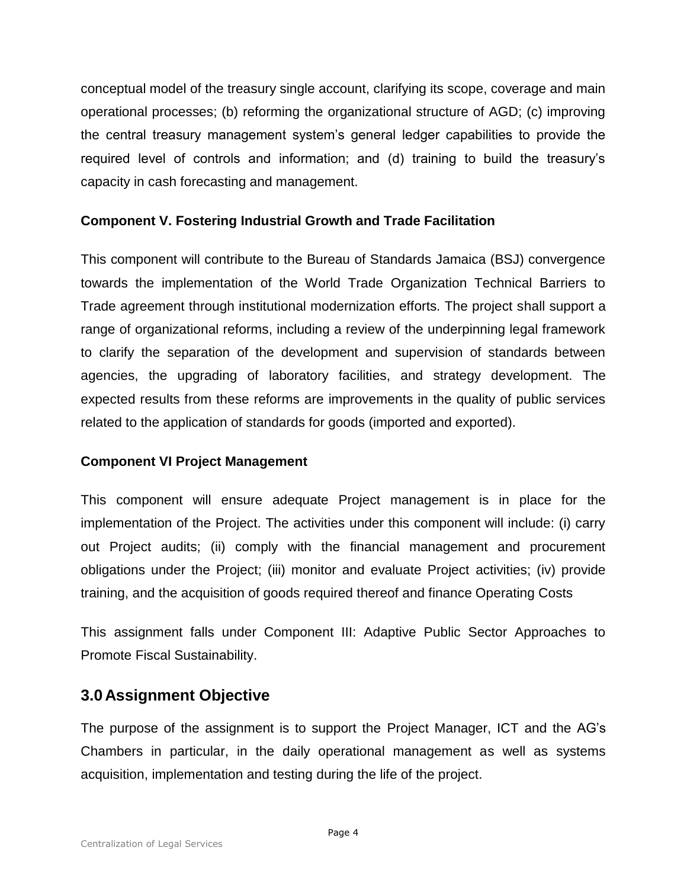conceptual model of the treasury single account, clarifying its scope, coverage and main operational processes; (b) reforming the organizational structure of AGD; (c) improving the central treasury management system's general ledger capabilities to provide the required level of controls and information; and (d) training to build the treasury's capacity in cash forecasting and management.

**Component V. Fostering Industrial Growth and Trade Facilitation**

This component will contribute to the Bureau of Standards Jamaica (BSJ) convergence towards the implementation of the World Trade Organization Technical Barriers to Trade agreement through institutional modernization efforts. The project shall support a range of organizational reforms, including a review of the underpinning legal framework to clarify the separation of the development and supervision of standards between agencies, the upgrading of laboratory facilities, and strategy development. The expected results from these reforms are improvements in the quality of public services related to the application of standards for goods (imported and exported).

**Component VI Project Management**

This component will ensure adequate Project management is in place for the implementation of the Project. The activities under this component will include: (i) carry out Project audits; (ii) comply with the financial management and procurement obligations under the Project; (iii) monitor and evaluate Project activities; (iv) provide training, and the acquisition of goods required thereof and finance Operating Costs

This assignment falls under Component III: Adaptive Public Sector Approaches to Promote Fiscal Sustainability.

## 3.0 Assignment Objective

The purpose of the assignment is to support the Project Manager, ICT and the AG's Chambers in particular, in the daily operational management as well as systems acquisition, implementation and testing during the life of the project.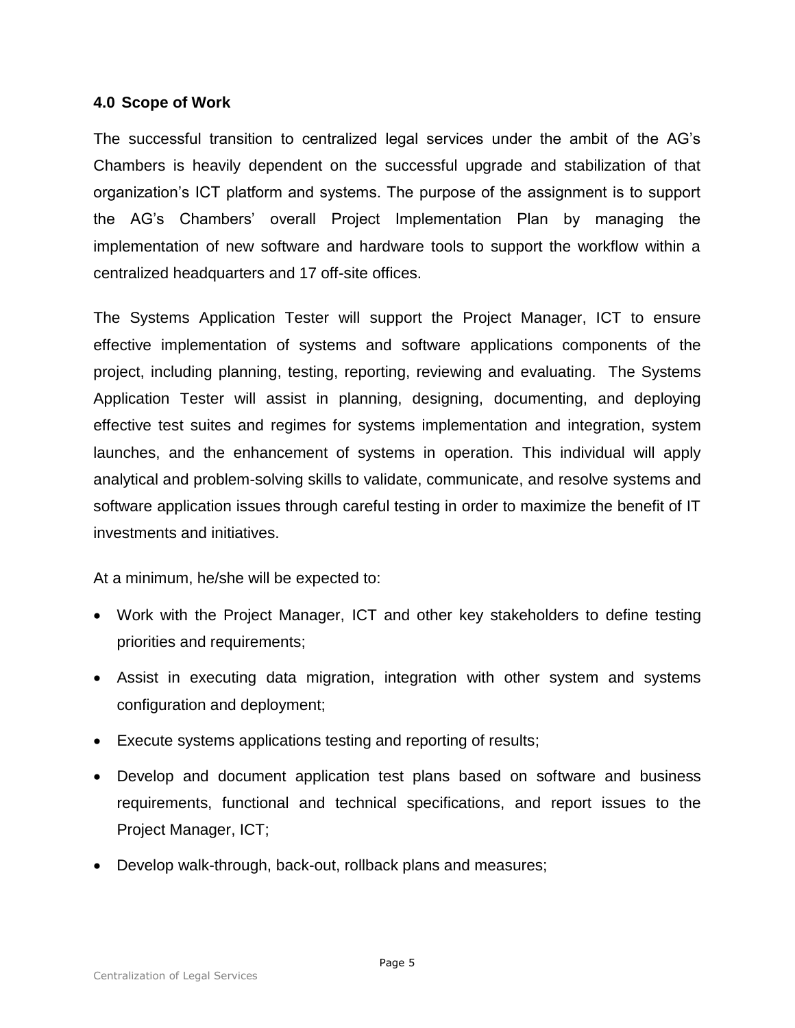## 4.0 Scope of Work

The successful transition to centralized legal services under the ambit of the AG's Chambers is heavily dependent on the successful upgrade and stabilization of that organization's ICT platform and systems. The purpose of the assignment is to support the AG's Chambers' overall Project Implementation Plan by managing the implementation of new software and hardware tools to support the workflow within a centralized headquarters and 17 off-site offices.

The Systems Application Tester will support the Project Manager, ICT to ensure effective implementation of systems and software applications components of the project, including planning, testing, reporting, reviewing and evaluating. The Systems Application Tester will assist in planning, designing, documenting, and deploying effective test suites and regimes for systems implementation and integration, system launches, and the enhancement of systems in operation. This individual will apply analytical and problem-solving skills to validate, communicate, and resolve systems and software application issues through careful testing in order to maximize the benefit of IT investments and initiatives.

At a minimum, he/she will be expected to:

- Work with the Project Manager, ICT and other key stakeholders to define testing priorities and requirements;
- Assist in executing data migration, integration with other system and systems configuration and deployment;
- Execute systems applications testing and reporting of results;
- Develop and document application test plans based on software and business requirements, functional and technical specifications, and report issues to the Project Manager, ICT;
- Develop walk-through, back-out, rollback plans and measures;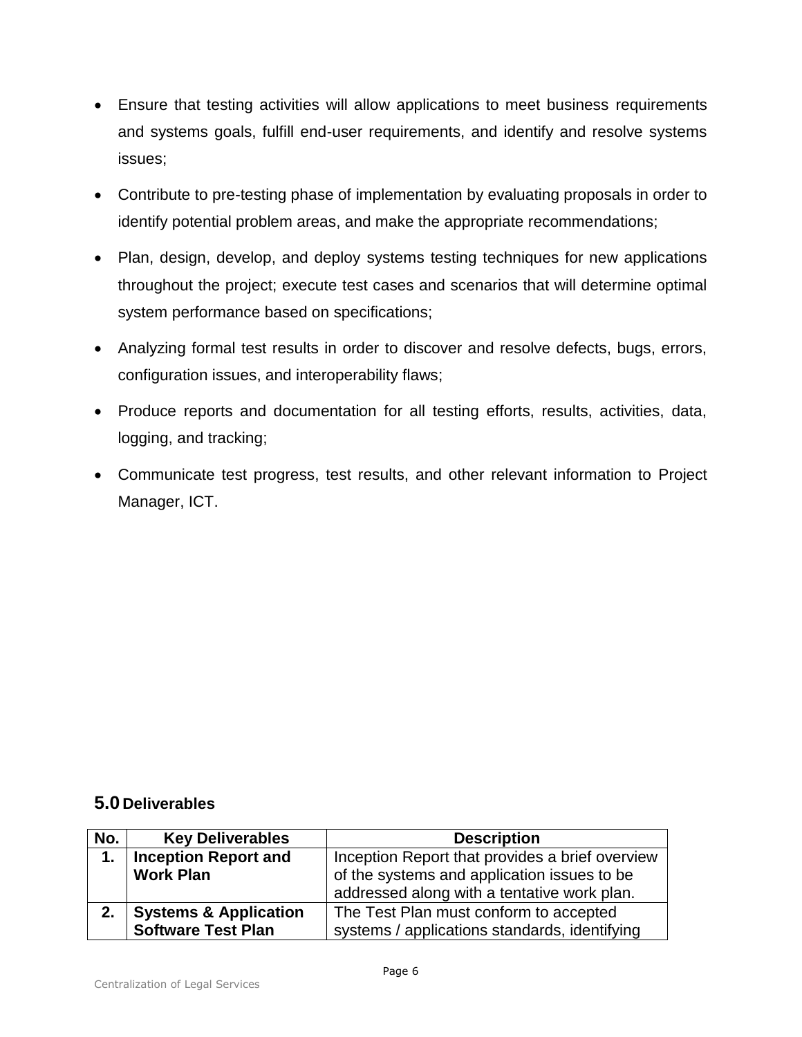- Ensure that testing activities will allow applications to meet business requirements and systems goals, fulfill end-user requirements, and identify and resolve systems issues;
- Contribute to pre-testing phase of implementation by evaluating proposals in order to identify potential problem areas, and make the appropriate recommendations;
- Plan, design, develop, and deploy systems testing techniques for new applications throughout the project; execute test cases and scenarios that will determine optimal system performance based on specifications;
- Analyzing formal test results in order to discover and resolve defects, bugs, errors, configuration issues, and interoperability flaws;
- Produce reports and documentation for all testing efforts, results, activities, data, logging, and tracking;
- Communicate test progress, test results, and other relevant information to Project Manager, ICT.

## 5.0 Deliverables

| No. | Key Deliverables | Description |
|---|---|---|
| **1.** | **Inception Report and Work Plan** | Inception Report that provides a brief overview of the systems and application issues to be addressed along with a tentative work plan. |
| **2.** | **Systems & Application Software Test Plan** | The Test Plan must conform to accepted systems / applications standards, identifying |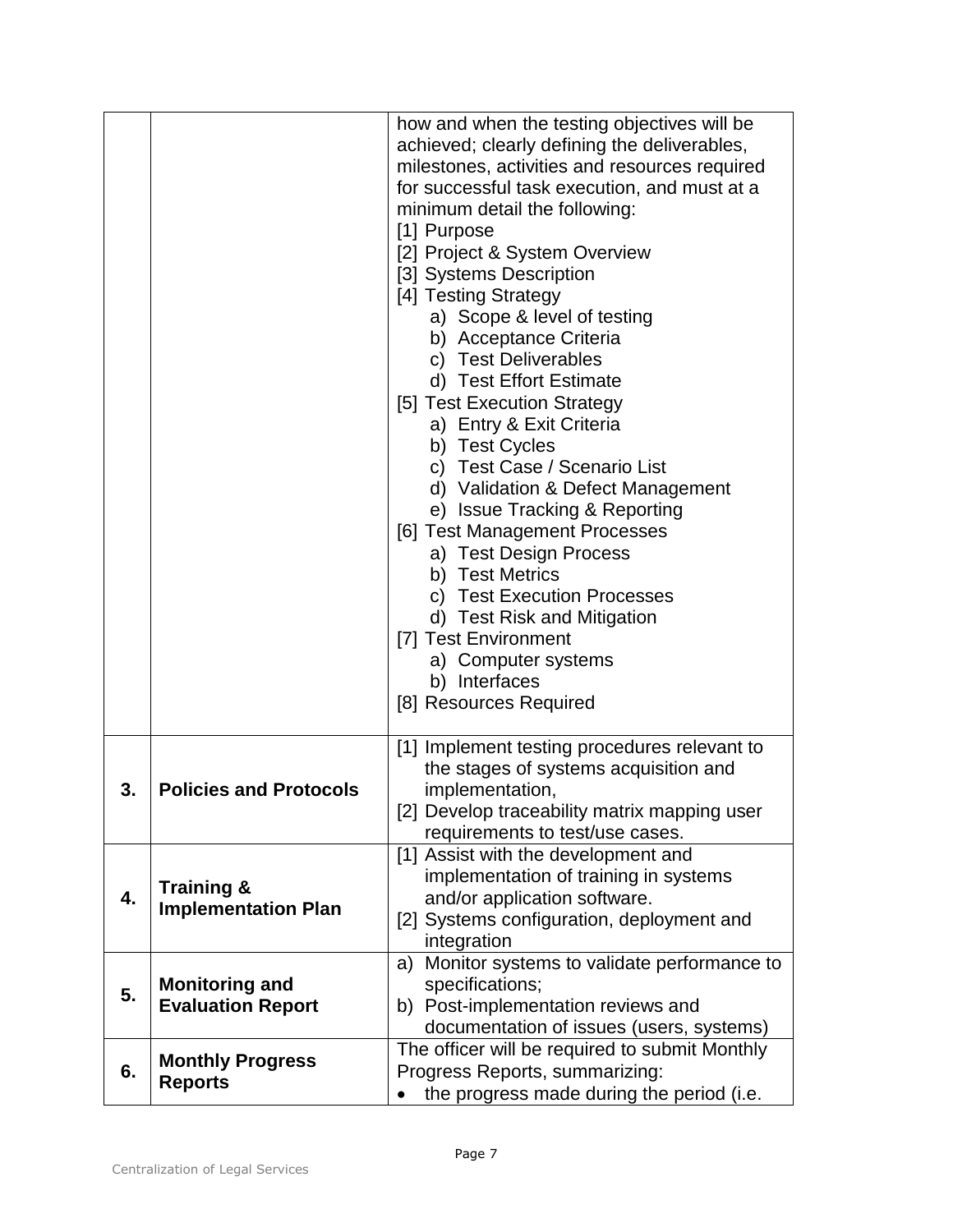|  |  |  |
|---|---|---|
|  |  | how and when the testing objectives will be achieved; clearly defining the deliverables, milestones, activities and resources required for successful task execution, and must at a minimum detail the following:<br>[1] Purpose<br>[2] Project & System Overview<br>[3] Systems Description<br>[4] Testing Strategy<br>a) Scope & level of testing<br>b) Acceptance Criteria<br>c) Test Deliverables<br>d) Test Effort Estimate<br>[5] Test Execution Strategy<br>a) Entry & Exit Criteria<br>b) Test Cycles<br>c) Test Case / Scenario List<br>d) Validation & Defect Management<br>e) Issue Tracking & Reporting<br>[6] Test Management Processes<br>a) Test Design Process<br>b) Test Metrics<br>c) Test Execution Processes<br>d) Test Risk and Mitigation<br>[7] Test Environment<br>a) Computer systems<br>b) Interfaces<br>[8] Resources Required |
| **3.** | **Policies and Protocols** | [1] Implement testing procedures relevant to the stages of systems acquisition and implementation,<br>[2] Develop traceability matrix mapping user requirements to test/use cases. |
| **4.** | **Training & Implementation Plan** | [1] Assist with the development and implementation of training in systems and/or application software.<br>[2] Systems configuration, deployment and integration |
| **5.** | **Monitoring and Evaluation Report** | a) Monitor systems to validate performance to specifications;<br>b) Post-implementation reviews and documentation of issues (users, systems) |
| **6.** | **Monthly Progress Reports** | The officer will be required to submit Monthly Progress Reports, summarizing:<br>• the progress made during the period (i.e. |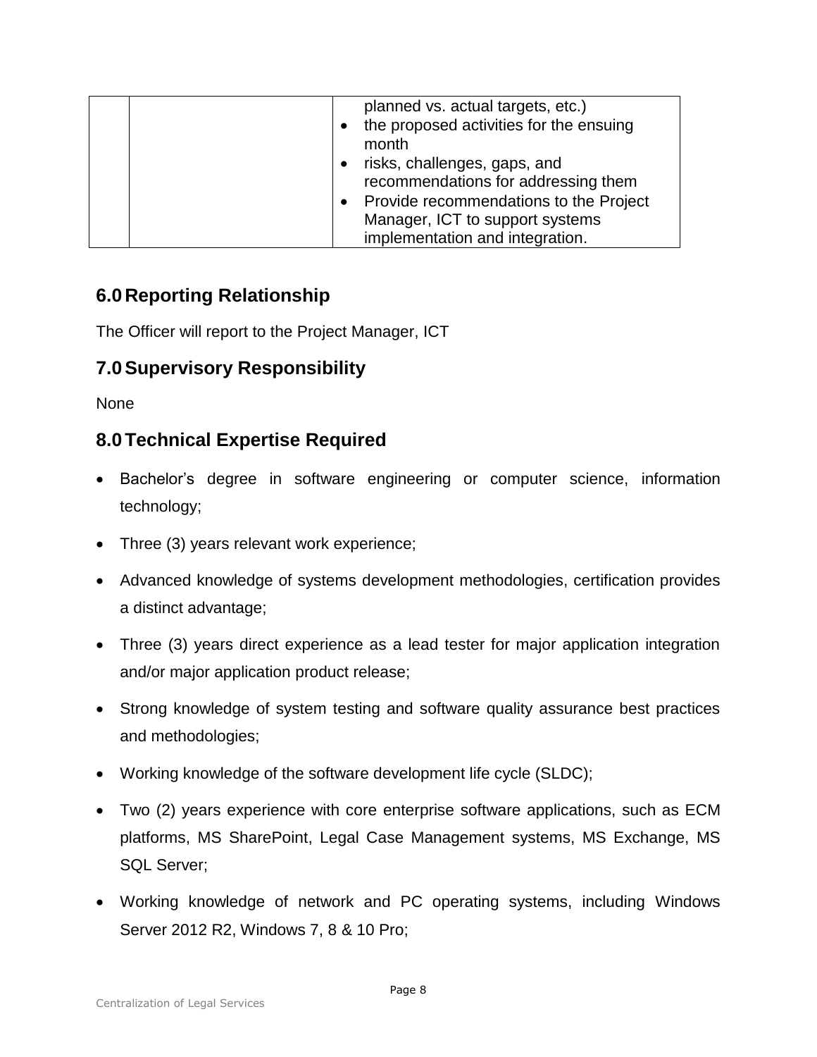| | | planned vs. actual targets, etc.)<br>• the proposed activities for the ensuing month<br>• risks, challenges, gaps, and recommendations for addressing them<br>• Provide recommendations to the Project Manager, ICT to support systems implementation and integration. |
|---|---|---|

## 6.0 Reporting Relationship

The Officer will report to the Project Manager, ICT

## 7.0 Supervisory Responsibility

None

## 8.0 Technical Expertise Required

- Bachelor's degree in software engineering or computer science, information technology;
- Three (3) years relevant work experience;
- Advanced knowledge of systems development methodologies, certification provides a distinct advantage;
- Three (3) years direct experience as a lead tester for major application integration and/or major application product release;
- Strong knowledge of system testing and software quality assurance best practices and methodologies;
- Working knowledge of the software development life cycle (SLDC);
- Two (2) years experience with core enterprise software applications, such as ECM platforms, MS SharePoint, Legal Case Management systems, MS Exchange, MS SQL Server;
- Working knowledge of network and PC operating systems, including Windows Server 2012 R2, Windows 7, 8 & 10 Pro;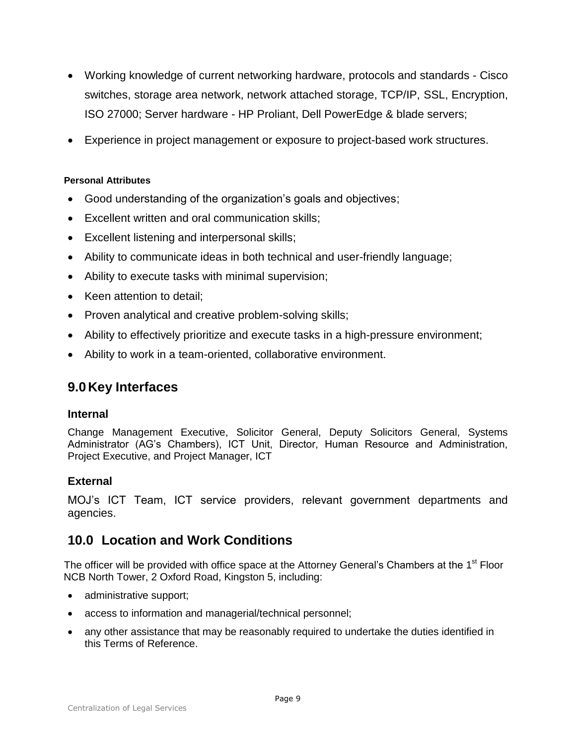- Working knowledge of current networking hardware, protocols and standards - Cisco switches, storage area network, network attached storage, TCP/IP, SSL, Encryption, ISO 27000; Server hardware - HP Proliant, Dell PowerEdge & blade servers;
- Experience in project management or exposure to project-based work structures.

**Personal Attributes**

- Good understanding of the organization's goals and objectives;
- Excellent written and oral communication skills;
- Excellent listening and interpersonal skills;
- Ability to communicate ideas in both technical and user-friendly language;
- Ability to execute tasks with minimal supervision;
- Keen attention to detail;
- Proven analytical and creative problem-solving skills;
- Ability to effectively prioritize and execute tasks in a high-pressure environment;
- Ability to work in a team-oriented, collaborative environment.

## 9.0 Key Interfaces

### Internal

Change Management Executive, Solicitor General, Deputy Solicitors General, Systems Administrator (AG's Chambers), ICT Unit, Director, Human Resource and Administration, Project Executive, and Project Manager, ICT

### External

MOJ's ICT Team, ICT service providers, relevant government departments and agencies.

## 10.0 Location and Work Conditions

The officer will be provided with office space at the Attorney General's Chambers at the 1st Floor NCB North Tower, 2 Oxford Road, Kingston 5, including:

- administrative support;
- access to information and managerial/technical personnel;
- any other assistance that may be reasonably required to undertake the duties identified in this Terms of Reference.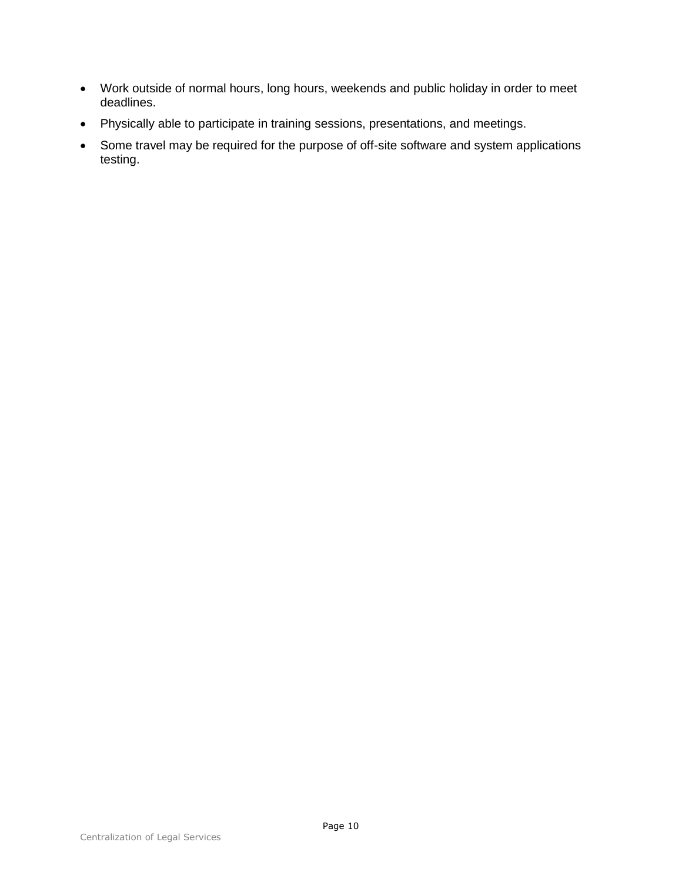- Work outside of normal hours, long hours, weekends and public holiday in order to meet deadlines.
- Physically able to participate in training sessions, presentations, and meetings.
- Some travel may be required for the purpose of off-site software and system applications testing.